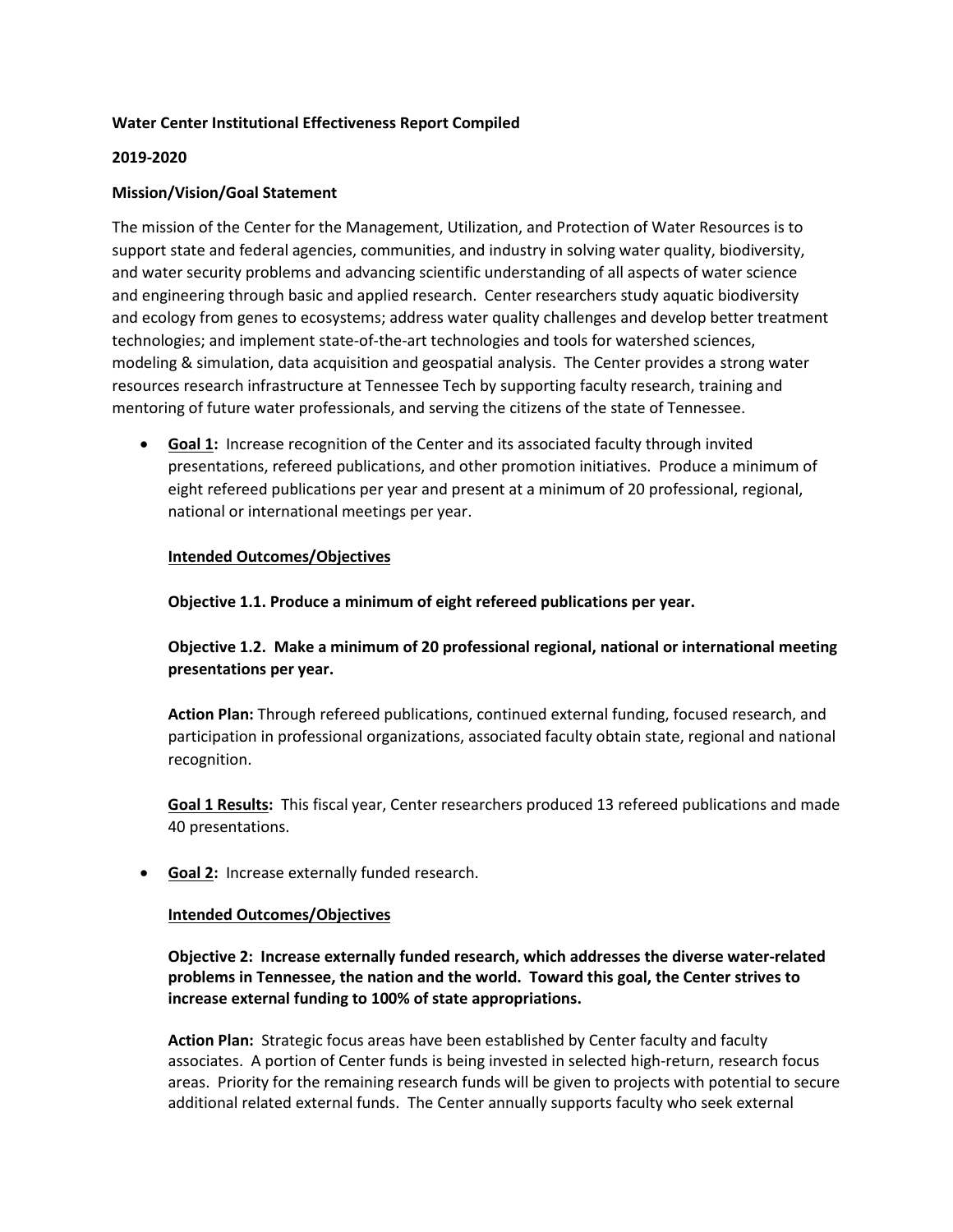**Water Center Institutional Effectiveness Report Compiled**

**2019-2020**

**Mission/Vision/Goal Statement**

The mission of the Center for the Management, Utilization, and Protection of Water Resources is to support state and federal agencies, communities, and industry in solving water quality, biodiversity, and water security problems and advancing scientific understanding of all aspects of water science and engineering through basic and applied research. Center researchers study aquatic biodiversity and ecology from genes to ecosystems; address water quality challenges and develop better treatment technologies; and implement state-of-the-art technologies and tools for watershed sciences, modeling & simulation, data acquisition and geospatial analysis. The Center provides a strong water resources research infrastructure at Tennessee Tech by supporting faculty research, training and mentoring of future water professionals, and serving the citizens of the state of Tennessee.

- **<u>Goal 1</u>:** Increase recognition of the Center and its associated faculty through invited presentations, refereed publications, and other promotion initiatives. Produce a minimum of eight refereed publications per year and present at a minimum of 20 professional, regional, national or international meetings per year.

  **<u>Intended Outcomes/Objectives</u>**

  **Objective 1.1. Produce a minimum of eight refereed publications per year.**

  **Objective 1.2. Make a minimum of 20 professional regional, national or international meeting presentations per year.**

  **Action Plan:** Through refereed publications, continued external funding, focused research, and participation in professional organizations, associated faculty obtain state, regional and national recognition.

  **<u>Goal 1 Results</u>:** This fiscal year, Center researchers produced 13 refereed publications and made 40 presentations.

- **<u>Goal 2</u>:** Increase externally funded research.

  **<u>Intended Outcomes/Objectives</u>**

  **Objective 2: Increase externally funded research, which addresses the diverse water-related problems in Tennessee, the nation and the world. Toward this goal, the Center strives to increase external funding to 100% of state appropriations.**

  **Action Plan:** Strategic focus areas have been established by Center faculty and faculty associates. A portion of Center funds is being invested in selected high-return, research focus areas. Priority for the remaining research funds will be given to projects with potential to secure additional related external funds. The Center annually supports faculty who seek external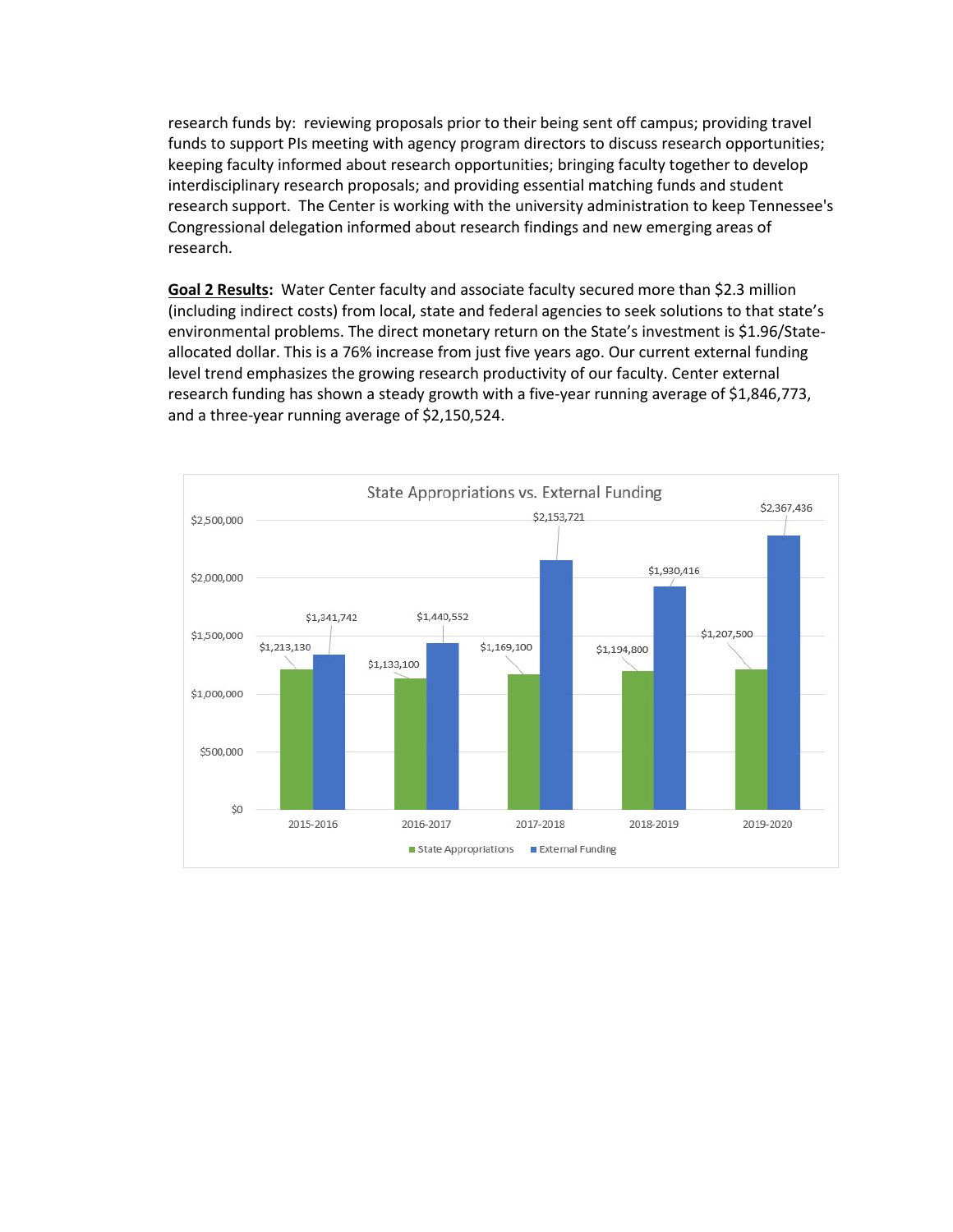research funds by: reviewing proposals prior to their being sent off campus; providing travel funds to support PIs meeting with agency program directors to discuss research opportunities; keeping faculty informed about research opportunities; bringing faculty together to develop interdisciplinary research proposals; and providing essential matching funds and student research support. The Center is working with the university administration to keep Tennessee's Congressional delegation informed about research findings and new emerging areas of research.

**Goal 2 Results:** Water Center faculty and associate faculty secured more than $2.3 million (including indirect costs) from local, state and federal agencies to seek solutions to that state's environmental problems. The direct monetary return on the State's investment is $1.96/State-allocated dollar. This is a 76% increase from just five years ago. Our current external funding level trend emphasizes the growing research productivity of our faculty. Center external research funding has shown a steady growth with a five-year running average of $1,846,773, and a three-year running average of $2,150,524.

**State Appropriations vs. External Funding**

| | State Appropriations | External Funding |
|---|---|---|
| 2015-2016 | $1,213,130 | $1,341,742 |
| 2016-2017 | $1,133,100 | $1,440,552 |
| 2017-2018 | $1,169,100 | $2,153,721 |
| 2018-2019 | $1,194,800 | $1,930,416 |
| 2019-2020 | $1,207,500 | $2,367,436 |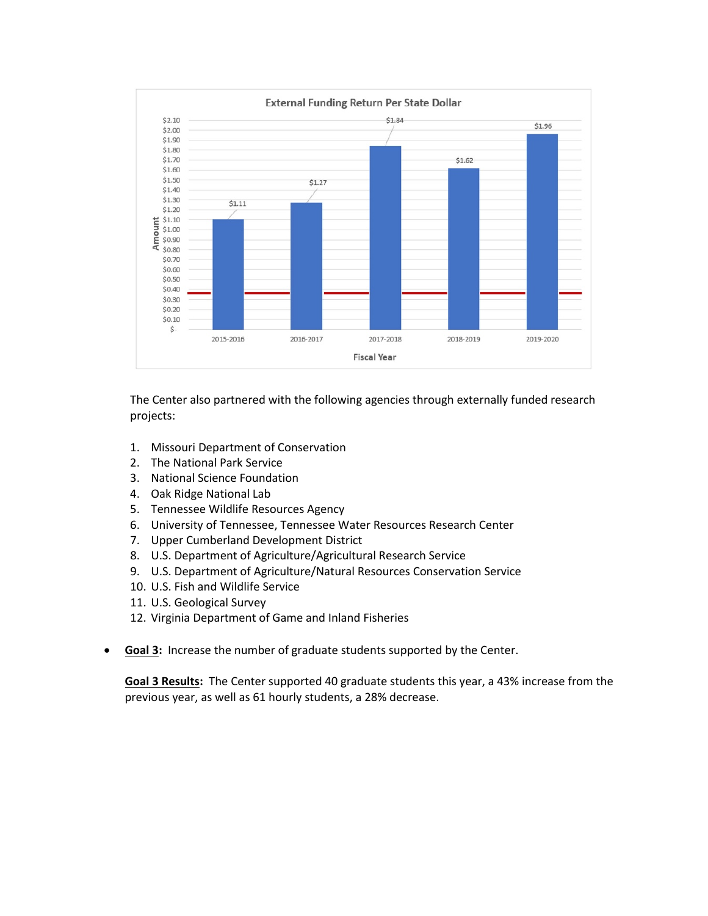**External Funding Return Per State Dollar**

| Fiscal Year | Amount |
|---|---|
| 2015-2016 | $1.11 |
| 2016-2017 | $1.27 |
| 2017-2018 | $1.84 |
| 2018-2019 | $1.62 |
| 2019-2020 | $1.96 |

The Center also partnered with the following agencies through externally funded research projects:

1. Missouri Department of Conservation
2. The National Park Service
3. National Science Foundation
4. Oak Ridge National Lab
5. Tennessee Wildlife Resources Agency
6. University of Tennessee, Tennessee Water Resources Research Center
7. Upper Cumberland Development District
8. U.S. Department of Agriculture/Agricultural Research Service
9. U.S. Department of Agriculture/Natural Resources Conservation Service
10. U.S. Fish and Wildlife Service
11. U.S. Geological Survey
12. Virginia Department of Game and Inland Fisheries

- **Goal 3:** Increase the number of graduate students supported by the Center.

  **Goal 3 Results:** The Center supported 40 graduate students this year, a 43% increase from the previous year, as well as 61 hourly students, a 28% decrease.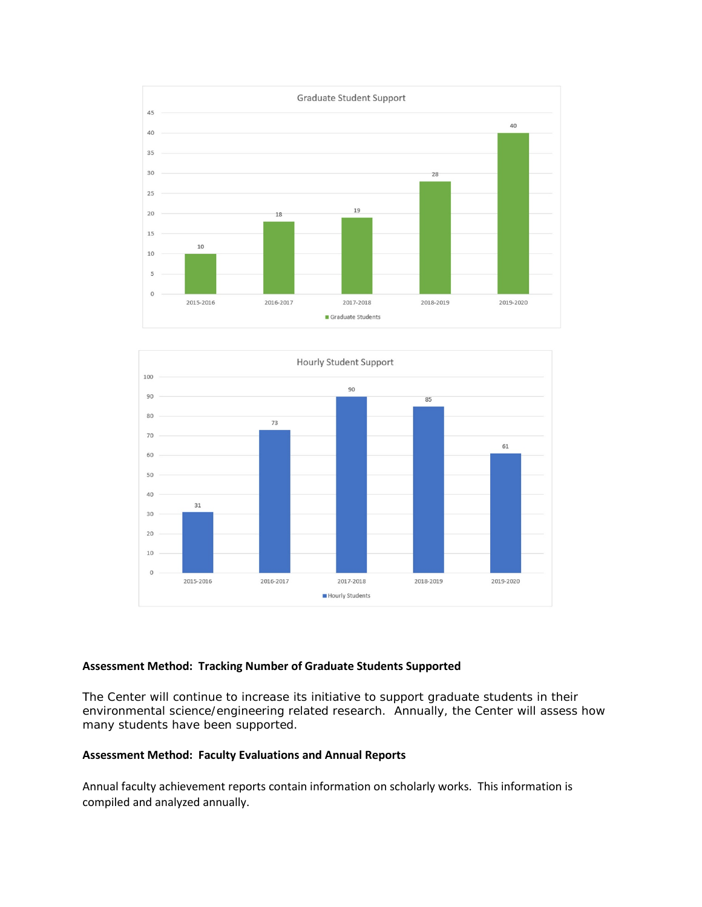**Graduate Student Support**

| Year | Graduate Students |
|---|---|
| 2015-2016 | 10 |
| 2016-2017 | 18 |
| 2017-2018 | 19 |
| 2018-2019 | 28 |
| 2019-2020 | 40 |

**Hourly Student Support**

| Year | Hourly Students |
|---|---|
| 2015-2016 | 31 |
| 2016-2017 | 73 |
| 2017-2018 | 90 |
| 2018-2019 | 85 |
| 2019-2020 | 61 |

**Assessment Method: Tracking Number of Graduate Students Supported**

The Center will continue to increase its initiative to support graduate students in their environmental science/engineering related research. Annually, the Center will assess how many students have been supported.

**Assessment Method: Faculty Evaluations and Annual Reports**

Annual faculty achievement reports contain information on scholarly works. This information is compiled and analyzed annually.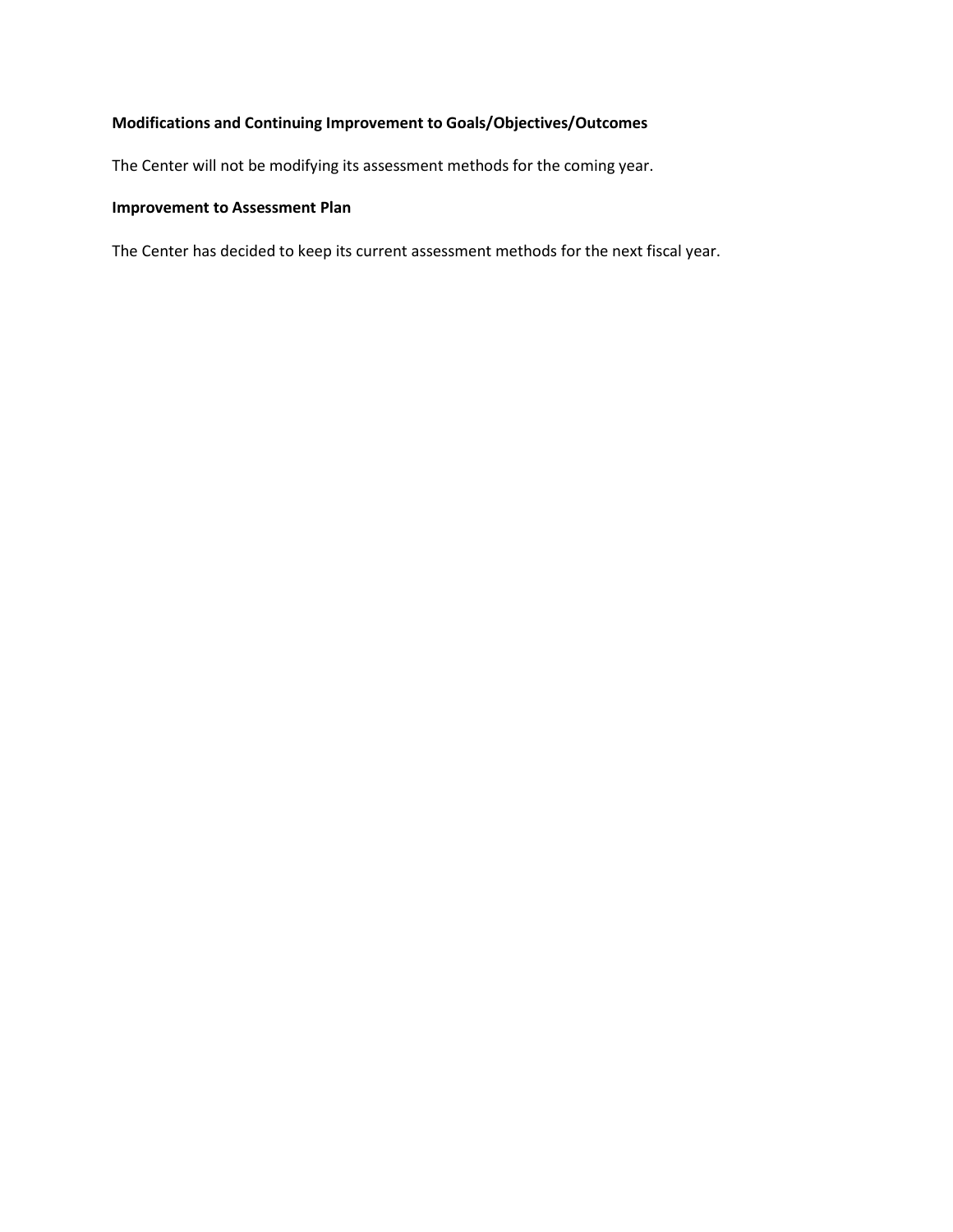**Modifications and Continuing Improvement to Goals/Objectives/Outcomes**

The Center will not be modifying its assessment methods for the coming year.

**Improvement to Assessment Plan**

The Center has decided to keep its current assessment methods for the next fiscal year.